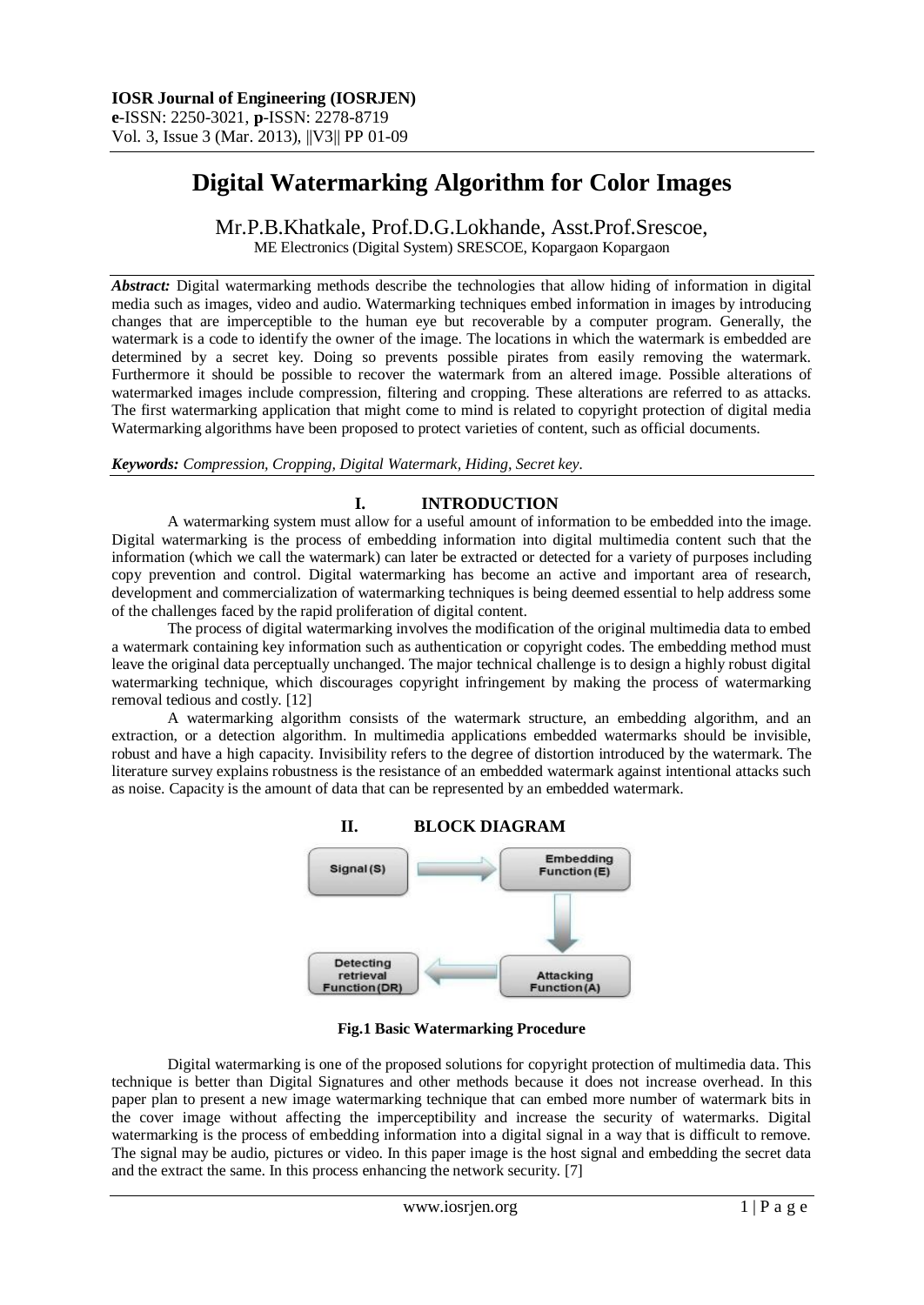# Digital Watermarking Algorithm for Color Images

Mr.P.B.Khatkale, Prof.D.G.Lokhande, Asst.Prof.Srescoe,
ME Electronics (Digital System) SRESCOE, Kopargaon Kopargaon

***Abstract:*** Digital watermarking methods describe the technologies that allow hiding of information in digital media such as images, video and audio. Watermarking techniques embed information in images by introducing changes that are imperceptible to the human eye but recoverable by a computer program. Generally, the watermark is a code to identify the owner of the image. The locations in which the watermark is embedded are determined by a secret key. Doing so prevents possible pirates from easily removing the watermark. Furthermore it should be possible to recover the watermark from an altered image. Possible alterations of watermarked images include compression, filtering and cropping. These alterations are referred to as attacks. The first watermarking application that might come to mind is related to copyright protection of digital media Watermarking algorithms have been proposed to protect varieties of content, such as official documents.

***Keywords:*** *Compression, Cropping, Digital Watermark, Hiding, Secret key.*

## I. INTRODUCTION

A watermarking system must allow for a useful amount of information to be embedded into the image. Digital watermarking is the process of embedding information into digital multimedia content such that the information (which we call the watermark) can later be extracted or detected for a variety of purposes including copy prevention and control. Digital watermarking has become an active and important area of research, development and commercialization of watermarking techniques is being deemed essential to help address some of the challenges faced by the rapid proliferation of digital content.

The process of digital watermarking involves the modification of the original multimedia data to embed a watermark containing key information such as authentication or copyright codes. The embedding method must leave the original data perceptually unchanged. The major technical challenge is to design a highly robust digital watermarking technique, which discourages copyright infringement by making the process of watermarking removal tedious and costly. [12]

A watermarking algorithm consists of the watermark structure, an embedding algorithm, and an extraction, or a detection algorithm. In multimedia applications embedded watermarks should be invisible, robust and have a high capacity. Invisibility refers to the degree of distortion introduced by the watermark. The literature survey explains robustness is the resistance of an embedded watermark against intentional attacks such as noise. Capacity is the amount of data that can be represented by an embedded watermark.

## II. BLOCK DIAGRAM

Signal (S) → Embedding Function (E) → Attacking Function (A) → Detecting retrieval Function (DR)

**Fig.1 Basic Watermarking Procedure**

Digital watermarking is one of the proposed solutions for copyright protection of multimedia data. This technique is better than Digital Signatures and other methods because it does not increase overhead. In this paper plan to present a new image watermarking technique that can embed more number of watermark bits in the cover image without affecting the imperceptibility and increase the security of watermarks. Digital watermarking is the process of embedding information into a digital signal in a way that is difficult to remove. The signal may be audio, pictures or video. In this paper image is the host signal and embedding the secret data and the extract the same. In this process enhancing the network security. [7]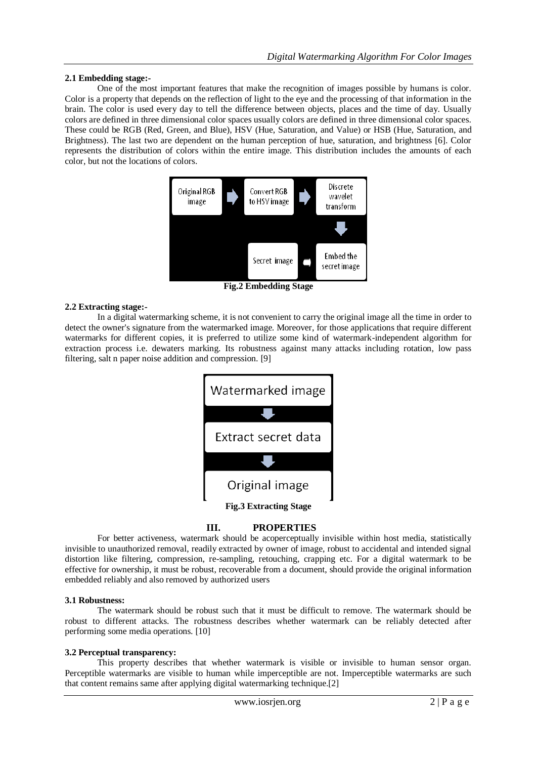### 2.1 Embedding stage:-

One of the most important features that make the recognition of images possible by humans is color. Color is a property that depends on the reflection of light to the eye and the processing of that information in the brain. The color is used every day to tell the difference between objects, places and the time of day. Usually colors are defined in three dimensional color spaces usually colors are defined in three dimensional color spaces. These could be RGB (Red, Green, and Blue), HSV (Hue, Saturation, and Value) or HSB (Hue, Saturation, and Brightness). The last two are dependent on the human perception of hue, saturation, and brightness [6]. Color represents the distribution of colors within the entire image. This distribution includes the amounts of each color, but not the locations of colors.

Original RGB image → Convert RGB to HSV image → Discrete wavelet transform → Embed the secret image ← Secret image

**Fig.2 Embedding Stage**

### 2.2 Extracting stage:-

In a digital watermarking scheme, it is not convenient to carry the original image all the time in order to detect the owner's signature from the watermarked image. Moreover, for those applications that require different watermarks for different copies, it is preferred to utilize some kind of watermark-independent algorithm for extraction process i.e. dewaters marking. Its robustness against many attacks including rotation, low pass filtering, salt n paper noise addition and compression. [9]

Watermarked image → Extract secret data → Original image

**Fig.3 Extracting Stage**

## III. PROPERTIES

For better activeness, watermark should be acoperceptually invisible within host media, statistically invisible to unauthorized removal, readily extracted by owner of image, robust to accidental and intended signal distortion like filtering, compression, re-sampling, retouching, crapping etc. For a digital watermark to be effective for ownership, it must be robust, recoverable from a document, should provide the original information embedded reliably and also removed by authorized users

### 3.1 Robustness:

The watermark should be robust such that it must be difficult to remove. The watermark should be robust to different attacks. The robustness describes whether watermark can be reliably detected after performing some media operations. [10]

### 3.2 Perceptual transparency:

This property describes that whether watermark is visible or invisible to human sensor organ. Perceptible watermarks are visible to human while imperceptible are not. Imperceptible watermarks are such that content remains same after applying digital watermarking technique.[2]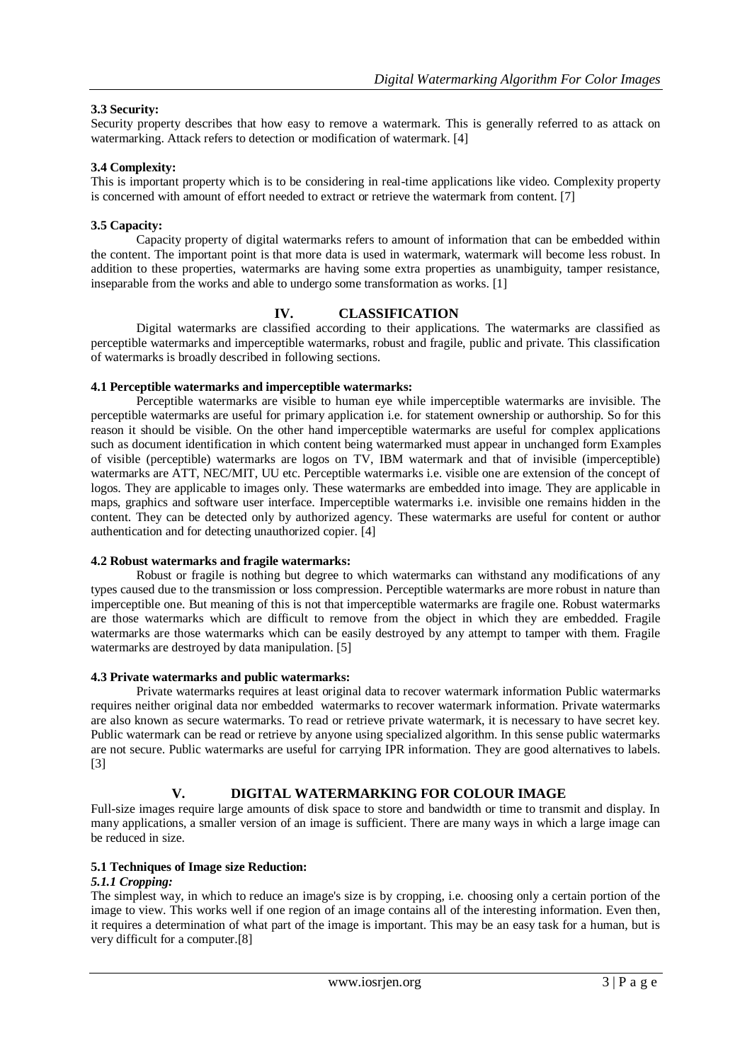**3.3 Security:**

Security property describes that how easy to remove a watermark. This is generally referred to as attack on watermarking. Attack refers to detection or modification of watermark. [4]

**3.4 Complexity:**

This is important property which is to be considering in real-time applications like video. Complexity property is concerned with amount of effort needed to extract or retrieve the watermark from content. [7]

**3.5 Capacity:**

Capacity property of digital watermarks refers to amount of information that can be embedded within the content. The important point is that more data is used in watermark, watermark will become less robust. In addition to these properties, watermarks are having some extra properties as unambiguity, tamper resistance, inseparable from the works and able to undergo some transformation as works. [1]

## IV. CLASSIFICATION

Digital watermarks are classified according to their applications. The watermarks are classified as perceptible watermarks and imperceptible watermarks, robust and fragile, public and private. This classification of watermarks is broadly described in following sections.

**4.1 Perceptible watermarks and imperceptible watermarks:**

Perceptible watermarks are visible to human eye while imperceptible watermarks are invisible. The perceptible watermarks are useful for primary application i.e. for statement ownership or authorship. So for this reason it should be visible. On the other hand imperceptible watermarks are useful for complex applications such as document identification in which content being watermarked must appear in unchanged form Examples of visible (perceptible) watermarks are logos on TV, IBM watermark and that of invisible (imperceptible) watermarks are ATT, NEC/MIT, UU etc. Perceptible watermarks i.e. visible one are extension of the concept of logos. They are applicable to images only. These watermarks are embedded into image. They are applicable in maps, graphics and software user interface. Imperceptible watermarks i.e. invisible one remains hidden in the content. They can be detected only by authorized agency. These watermarks are useful for content or author authentication and for detecting unauthorized copier. [4]

**4.2 Robust watermarks and fragile watermarks:**

Robust or fragile is nothing but degree to which watermarks can withstand any modifications of any types caused due to the transmission or loss compression. Perceptible watermarks are more robust in nature than imperceptible one. But meaning of this is not that imperceptible watermarks are fragile one. Robust watermarks are those watermarks which are difficult to remove from the object in which they are embedded. Fragile watermarks are those watermarks which can be easily destroyed by any attempt to tamper with them. Fragile watermarks are destroyed by data manipulation. [5]

**4.3 Private watermarks and public watermarks:**

Private watermarks requires at least original data to recover watermark information Public watermarks requires neither original data nor embedded watermarks to recover watermark information. Private watermarks are also known as secure watermarks. To read or retrieve private watermark, it is necessary to have secret key. Public watermark can be read or retrieve by anyone using specialized algorithm. In this sense public watermarks are not secure. Public watermarks are useful for carrying IPR information. They are good alternatives to labels. [3]

## V. DIGITAL WATERMARKING FOR COLOUR IMAGE

Full-size images require large amounts of disk space to store and bandwidth or time to transmit and display. In many applications, a smaller version of an image is sufficient. There are many ways in which a large image can be reduced in size.

**5.1 Techniques of Image size Reduction:**

***5.1.1 Cropping:***

The simplest way, in which to reduce an image's size is by cropping, i.e. choosing only a certain portion of the image to view. This works well if one region of an image contains all of the interesting information. Even then, it requires a determination of what part of the image is important. This may be an easy task for a human, but is very difficult for a computer.[8]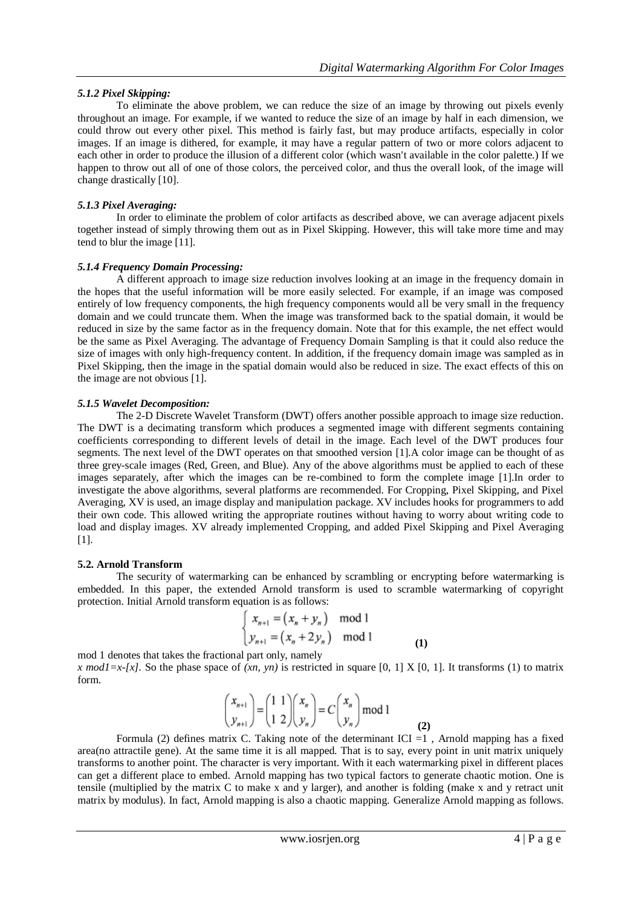#### *5.1.2 Pixel Skipping:*

To eliminate the above problem, we can reduce the size of an image by throwing out pixels evenly throughout an image. For example, if we wanted to reduce the size of an image by half in each dimension, we could throw out every other pixel. This method is fairly fast, but may produce artifacts, especially in color images. If an image is dithered, for example, it may have a regular pattern of two or more colors adjacent to each other in order to produce the illusion of a different color (which wasn't available in the color palette.) If we happen to throw out all of one of those colors, the perceived color, and thus the overall look, of the image will change drastically [10].

#### *5.1.3 Pixel Averaging:*

In order to eliminate the problem of color artifacts as described above, we can average adjacent pixels together instead of simply throwing them out as in Pixel Skipping. However, this will take more time and may tend to blur the image [11].

#### *5.1.4 Frequency Domain Processing:*

A different approach to image size reduction involves looking at an image in the frequency domain in the hopes that the useful information will be more easily selected. For example, if an image was composed entirely of low frequency components, the high frequency components would all be very small in the frequency domain and we could truncate them. When the image was transformed back to the spatial domain, it would be reduced in size by the same factor as in the frequency domain. Note that for this example, the net effect would be the same as Pixel Averaging. The advantage of Frequency Domain Sampling is that it could also reduce the size of images with only high-frequency content. In addition, if the frequency domain image was sampled as in Pixel Skipping, then the image in the spatial domain would also be reduced in size. The exact effects of this on the image are not obvious [1].

#### *5.1.5 Wavelet Decomposition:*

The 2-D Discrete Wavelet Transform (DWT) offers another possible approach to image size reduction. The DWT is a decimating transform which produces a segmented image with different segments containing coefficients corresponding to different levels of detail in the image. Each level of the DWT produces four segments. The next level of the DWT operates on that smoothed version [1].A color image can be thought of as three grey-scale images (Red, Green, and Blue). Any of the above algorithms must be applied to each of these images separately, after which the images can be re-combined to form the complete image [1].In order to investigate the above algorithms, several platforms are recommended. For Cropping, Pixel Skipping, and Pixel Averaging, XV is used, an image display and manipulation package. XV includes hooks for programmers to add their own code. This allowed writing the appropriate routines without having to worry about writing code to load and display images. XV already implemented Cropping, and added Pixel Skipping and Pixel Averaging [1].

### 5.2. Arnold Transform

The security of watermarking can be enhanced by scrambling or encrypting before watermarking is embedded. In this paper, the extended Arnold transform is used to scramble watermarking of copyright protection. Initial Arnold transform equation is as follows:

$$\begin{cases} x_{n+1} = (x_n + y_n) \mod 1 \\ y_{n+1} = (x_n + 2y_n) \mod 1 \end{cases} \quad \textbf{(1)}$$

mod 1 denotes that takes the fractional part only, namely

*x mod1=x-[x]*. So the phase space of *(xn, yn)* is restricted in square [0, 1] X [0, 1]. It transforms (1) to matrix form.

$$\begin{pmatrix} x_{n+1} \\ y_{n+1} \end{pmatrix} = \begin{pmatrix} 1 & 1 \\ 1 & 2 \end{pmatrix} \begin{pmatrix} x_n \\ y_n \end{pmatrix} = C \begin{pmatrix} x_n \\ y_n \end{pmatrix} \mod 1 \quad \textbf{(2)}$$

Formula (2) defines matrix C. Taking note of the determinant ICI =1 , Arnold mapping has a fixed area(no attractile gene). At the same time it is all mapped. That is to say, every point in unit matrix uniquely transforms to another point. The character is very important. With it each watermarking pixel in different places can get a different place to embed. Arnold mapping has two typical factors to generate chaotic motion. One is tensile (multiplied by the matrix C to make x and y larger), and another is folding (make x and y retract unit matrix by modulus). In fact, Arnold mapping is also a chaotic mapping. Generalize Arnold mapping as follows.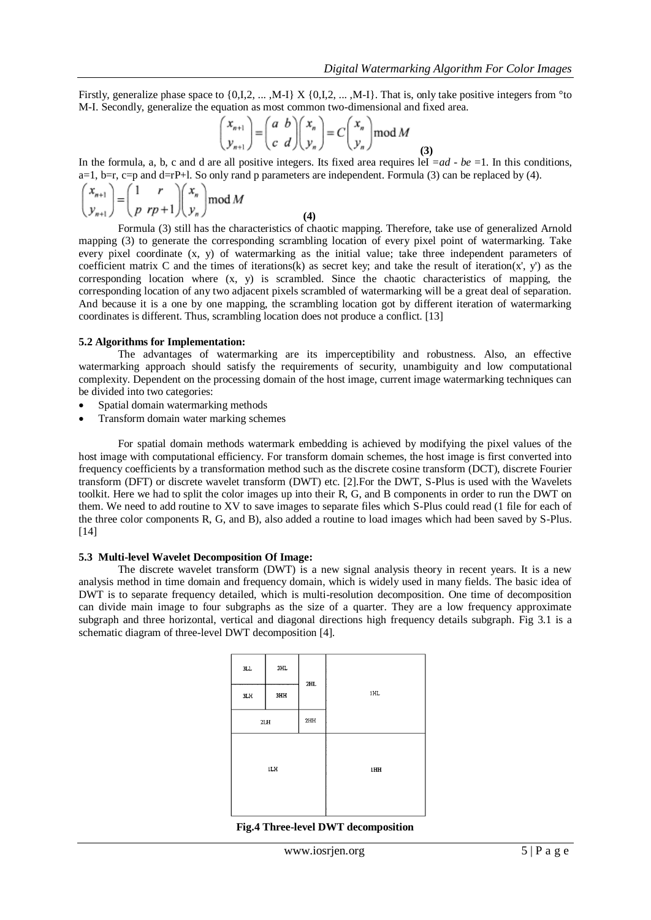Firstly, generalize phase space to {0,I,2, ... ,M-I} X {0,I,2, ... ,M-I}. That is, only take positive integers from °to M-I. Secondly, generalize the equation as most common two-dimensional and fixed area.

$$\begin{pmatrix} x_{n+1} \\ y_{n+1} \end{pmatrix} = \begin{pmatrix} a & b \\ c & d \end{pmatrix} \begin{pmatrix} x_n \\ y_n \end{pmatrix} = C \begin{pmatrix} x_n \\ y_n \end{pmatrix} \bmod M \quad \textbf{(3)}$$

In the formula, a, b, c and d are all positive integers. Its fixed area requires leI =*ad* - *be* =1. In this conditions, a=1, b=r, c=p and d=rP+l. So only rand p parameters are independent. Formula (3) can be replaced by (4).

$$\begin{pmatrix} x_{n+1} \\ y_{n+1} \end{pmatrix} = \begin{pmatrix} 1 & r \\ p & rp+1 \end{pmatrix} \begin{pmatrix} x_n \\ y_n \end{pmatrix} \bmod M \quad \textbf{(4)}$$

Formula (3) still has the characteristics of chaotic mapping. Therefore, take use of generalized Arnold mapping (3) to generate the corresponding scrambling location of every pixel point of watermarking. Take every pixel coordinate (x, y) of watermarking as the initial value; take three independent parameters of coefficient matrix C and the times of iterations(k) as secret key; and take the result of iteration(x', y') as the corresponding location where (x, y) is scrambled. Since the chaotic characteristics of mapping, the corresponding location of any two adjacent pixels scrambled of watermarking will be a great deal of separation. And because it is a one by one mapping, the scrambling location got by different iteration of watermarking coordinates is different. Thus, scrambling location does not produce a conflict. [13]

### 5.2 Algorithms for Implementation:

The advantages of watermarking are its imperceptibility and robustness. Also, an effective watermarking approach should satisfy the requirements of security, unambiguity and low computational complexity. Dependent on the processing domain of the host image, current image watermarking techniques can be divided into two categories:

- Spatial domain watermarking methods
- Transform domain water marking schemes

For spatial domain methods watermark embedding is achieved by modifying the pixel values of the host image with computational efficiency. For transform domain schemes, the host image is first converted into frequency coefficients by a transformation method such as the discrete cosine transform (DCT), discrete Fourier transform (DFT) or discrete wavelet transform (DWT) etc. [2].For the DWT, S-Plus is used with the Wavelets toolkit. Here we had to split the color images up into their R, G, and B components in order to run the DWT on them. We need to add routine to XV to save images to separate files which S-Plus could read (1 file for each of the three color components R, G, and B), also added a routine to load images which had been saved by S-Plus. [14]

### 5.3 Multi-level Wavelet Decomposition Of Image:

The discrete wavelet transform (DWT) is a new signal analysis theory in recent years. It is a new analysis method in time domain and frequency domain, which is widely used in many fields. The basic idea of DWT is to separate frequency detailed, which is multi-resolution decomposition. One time of decomposition can divide main image to four subgraphs as the size of a quarter. They are a low frequency approximate subgraph and three horizontal, vertical and diagonal directions high frequency details subgraph. Fig 3.1 is a schematic diagram of three-level DWT decomposition [4].

| 3LL | 3HL | 2HL | 1HL |
|---|---|---|---|
| 3LH | 3HH | | |
| 2LH | | 2HH | |
| 1LH | | | 1HH |

**Fig.4 Three-level DWT decomposition**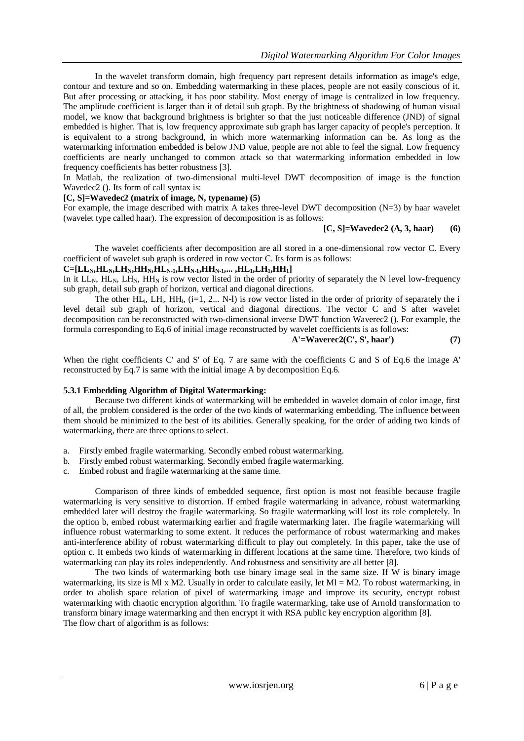In the wavelet transform domain, high frequency part represent details information as image's edge, contour and texture and so on. Embedding watermarking in these places, people are not easily conscious of it. But after processing or attacking, it has poor stability. Most energy of image is centralized in low frequency. The amplitude coefficient is larger than it of detail sub graph. By the brightness of shadowing of human visual model, we know that background brightness is brighter so that the just noticeable difference (JND) of signal embedded is higher. That is, low frequency approximate sub graph has larger capacity of people's perception. It is equivalent to a strong background, in which more watermarking information can be. As long as the watermarking information embedded is below JND value, people are not able to feel the signal. Low frequency coefficients are nearly unchanged to common attack so that watermarking information embedded in low frequency coefficients has better robustness [3].

In Matlab, the realization of two-dimensional multi-level DWT decomposition of image is the function Wavedec2 (). Its form of call syntax is:

**[C, S]=Wavedec2 (matrix of image, N, typename) (5)**

For example, the image described with matrix A takes three-level DWT decomposition (N=3) by haar wavelet (wavelet type called haar). The expression of decomposition is as follows:

**[C, S]=Wavedec2 (A, 3, haar) (6)**

The wavelet coefficients after decomposition are all stored in a one-dimensional row vector C. Every coefficient of wavelet sub graph is ordered in row vector C. Its form is as follows:

$$C=[LL_N,HL_N,LH_N,HH_N,HL_{N-1},LH_{N-1},HH_{N-1},\ldots,HL_1,LH_1,HH_1]$$

In it $LL_N$, $HL_N$, $LH_N$, $HH_N$ is row vector listed in the order of priority of separately the N level low-frequency sub graph, detail sub graph of horizon, vertical and diagonal directions.

The other $HL_i$, $LH_i$, $HH_i$, (i=1, 2... N-l) is row vector listed in the order of priority of separately the i level detail sub graph of horizon, vertical and diagonal directions. The vector C and S after wavelet decomposition can be reconstructed with two-dimensional inverse DWT function Waverec2 (). For example, the formula corresponding to Eq.6 of initial image reconstructed by wavelet coefficients is as follows:

**A'=Waverec2(C', S', haar') (7)**

When the right coefficients C' and S' of Eq. 7 are same with the coefficients C and S of Eq.6 the image A' reconstructed by Eq.7 is same with the initial image A by decomposition Eq.6.

### 5.3.1 Embedding Algorithm of Digital Watermarking:

Because two different kinds of watermarking will be embedded in wavelet domain of color image, first of all, the problem considered is the order of the two kinds of watermarking embedding. The influence between them should be minimized to the best of its abilities. Generally speaking, for the order of adding two kinds of watermarking, there are three options to select.

a. Firstly embed fragile watermarking. Secondly embed robust watermarking.
b. Firstly embed robust watermarking. Secondly embed fragile watermarking.
c. Embed robust and fragile watermarking at the same time.

Comparison of three kinds of embedded sequence, first option is most not feasible because fragile watermarking is very sensitive to distortion. If embed fragile watermarking in advance, robust watermarking embedded later will destroy the fragile watermarking. So fragile watermarking will lost its role completely. In the option b, embed robust watermarking earlier and fragile watermarking later. The fragile watermarking will influence robust watermarking to some extent. It reduces the performance of robust watermarking and makes anti-interference ability of robust watermarking difficult to play out completely. In this paper, take the use of option c. It embeds two kinds of watermarking in different locations at the same time. Therefore, two kinds of watermarking can play its roles independently. And robustness and sensitivity are all better [8].

The two kinds of watermarking both use binary image seal in the same size. If W is binary image watermarking, its size is Ml x M2. Usually in order to calculate easily, let Ml = M2. To robust watermarking, in order to abolish space relation of pixel of watermarking image and improve its security, encrypt robust watermarking with chaotic encryption algorithm. To fragile watermarking, take use of Arnold transformation to transform binary image watermarking and then encrypt it with RSA public key encryption algorithm [8].

The flow chart of algorithm is as follows: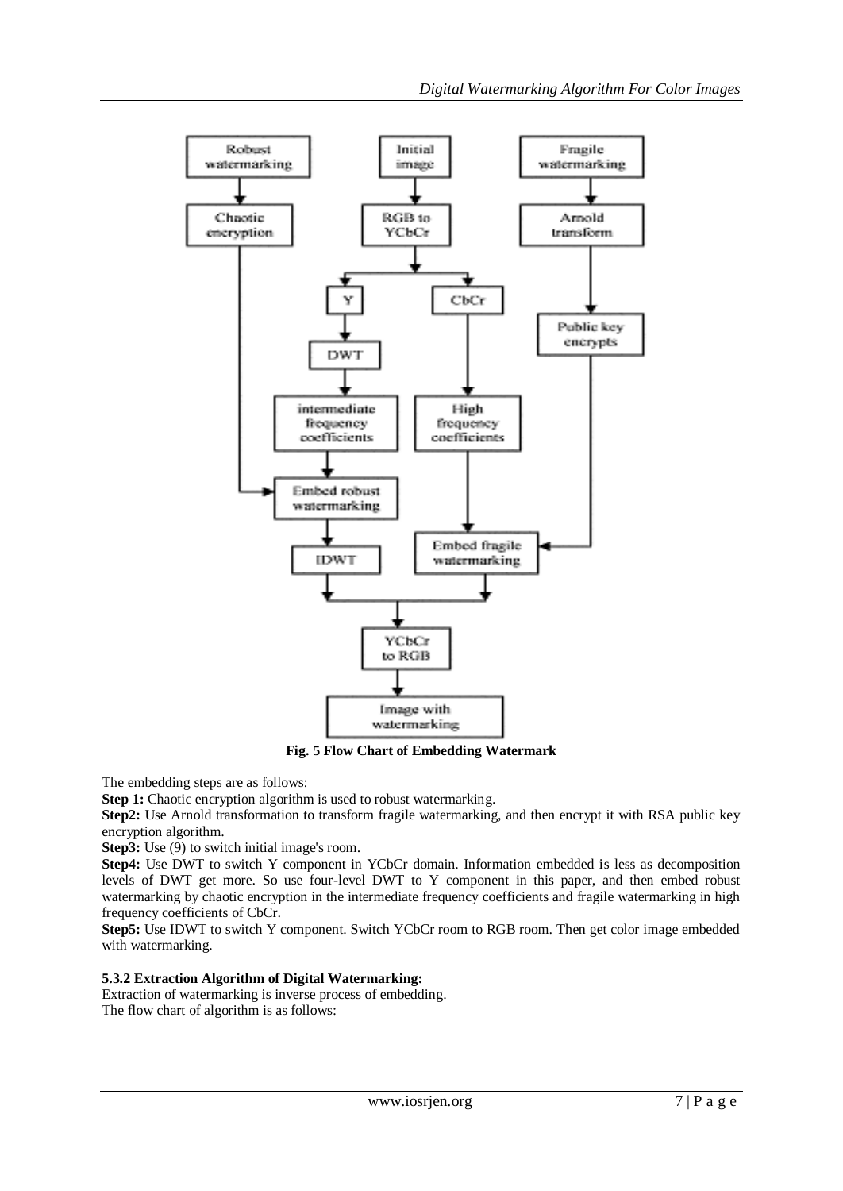**Fig. 5 Flow Chart of Embedding Watermark**

The embedding steps are as follows:

**Step 1:** Chaotic encryption algorithm is used to robust watermarking.

**Step2:** Use Arnold transformation to transform fragile watermarking, and then encrypt it with RSA public key encryption algorithm.

**Step3:** Use (9) to switch initial image's room.

**Step4:** Use DWT to switch Y component in YCbCr domain. Information embedded is less as decomposition levels of DWT get more. So use four-level DWT to Y component in this paper, and then embed robust watermarking by chaotic encryption in the intermediate frequency coefficients and fragile watermarking in high frequency coefficients of CbCr.

**Step5:** Use IDWT to switch Y component. Switch YCbCr room to RGB room. Then get color image embedded with watermarking.

#### 5.3.2 Extraction Algorithm of Digital Watermarking:

Extraction of watermarking is inverse process of embedding.

The flow chart of algorithm is as follows: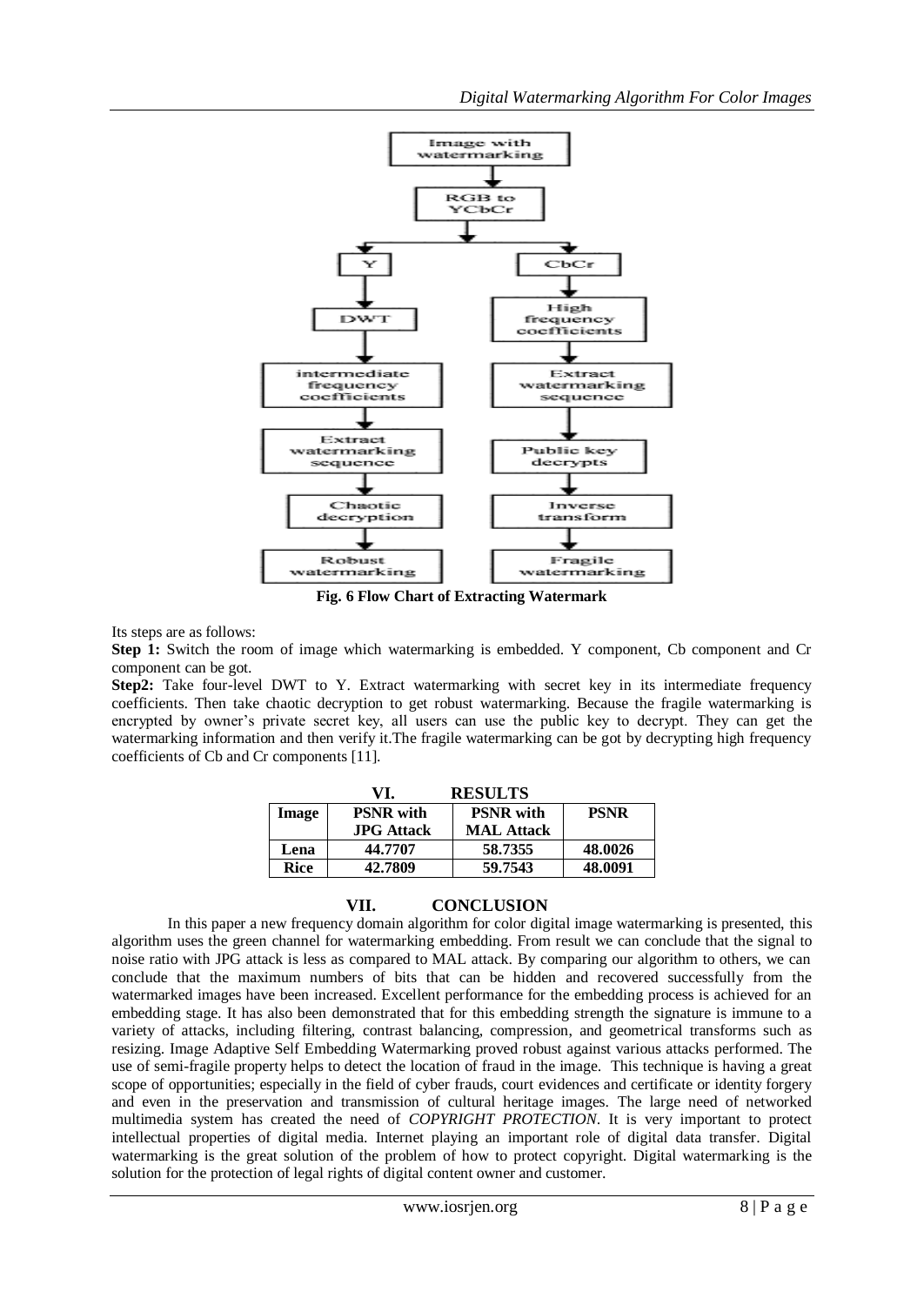Fig. 6 Flow Chart of Extracting Watermark

Its steps are as follows:

**Step 1:** Switch the room of image which watermarking is embedded. Y component, Cb component and Cr component can be got.

**Step2:** Take four-level DWT to Y. Extract watermarking with secret key in its intermediate frequency coefficients. Then take chaotic decryption to get robust watermarking. Because the fragile watermarking is encrypted by owner's private secret key, all users can use the public key to decrypt. They can get the watermarking information and then verify it.The fragile watermarking can be got by decrypting high frequency coefficients of Cb and Cr components [11].

## VI. RESULTS

| Image | PSNR with JPG Attack | PSNR with MAL Attack | PSNR |
|---|---|---|---|
| Lena | 44.7707 | 58.7355 | 48.0026 |
| Rice | 42.7809 | 59.7543 | 48.0091 |

## VII. CONCLUSION

In this paper a new frequency domain algorithm for color digital image watermarking is presented, this algorithm uses the green channel for watermarking embedding. From result we can conclude that the signal to noise ratio with JPG attack is less as compared to MAL attack. By comparing our algorithm to others, we can conclude that the maximum numbers of bits that can be hidden and recovered successfully from the watermarked images have been increased. Excellent performance for the embedding process is achieved for an embedding stage. It has also been demonstrated that for this embedding strength the signature is immune to a variety of attacks, including filtering, contrast balancing, compression, and geometrical transforms such as resizing. Image Adaptive Self Embedding Watermarking proved robust against various attacks performed. The use of semi-fragile property helps to detect the location of fraud in the image. This technique is having a great scope of opportunities; especially in the field of cyber frauds, court evidences and certificate or identity forgery and even in the preservation and transmission of cultural heritage images. The large need of networked multimedia system has created the need of *COPYRIGHT PROTECTION*. It is very important to protect intellectual properties of digital media. Internet playing an important role of digital data transfer. Digital watermarking is the great solution of the problem of how to protect copyright. Digital watermarking is the solution for the protection of legal rights of digital content owner and customer.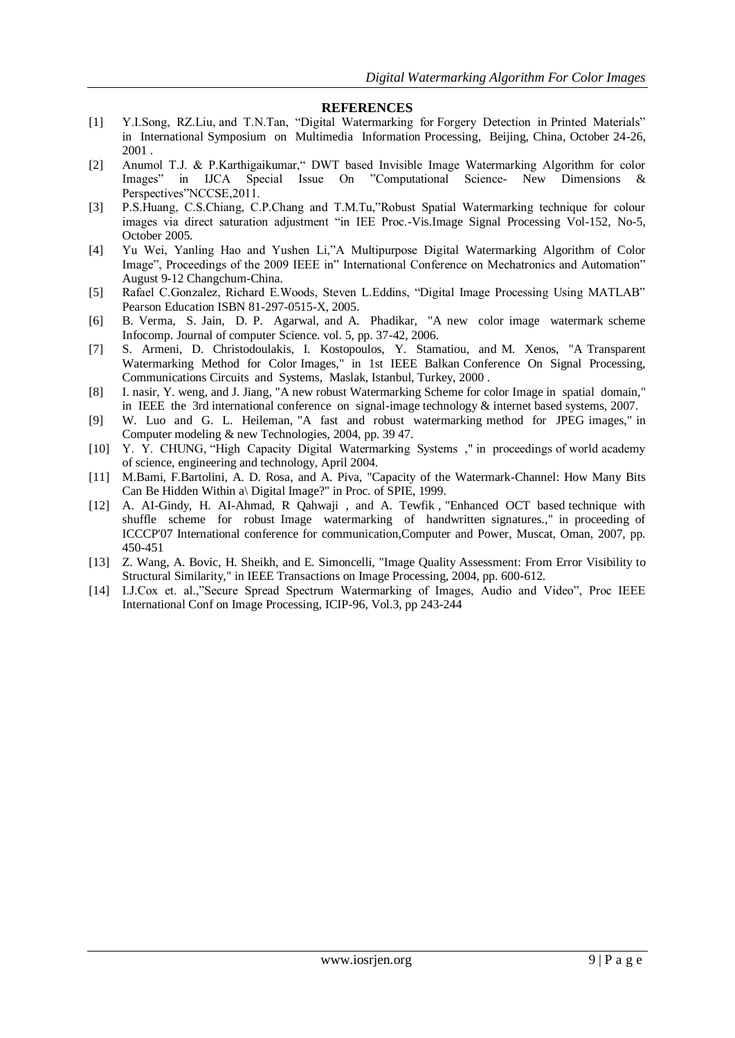## REFERENCES

[1] Y.I.Song, RZ.Liu, and T.N.Tan, "Digital Watermarking for Forgery Detection in Printed Materials" in International Symposium on Multimedia Information Processing, Beijing, China, October 24-26, 2001 .

[2] Anumol T.J. & P.Karthigaikumar," DWT based Invisible Image Watermarking Algorithm for color Images" in IJCA Special Issue On "Computational Science- New Dimensions & Perspectives"NCCSE,2011.

[3] P.S.Huang, C.S.Chiang, C.P.Chang and T.M.Tu,"Robust Spatial Watermarking technique for colour images via direct saturation adjustment "in IEE Proc.-Vis.Image Signal Processing Vol-152, No-5, October 2005.

[4] Yu Wei, Yanling Hao and Yushen Li,"A Multipurpose Digital Watermarking Algorithm of Color Image", Proceedings of the 2009 IEEE in" International Conference on Mechatronics and Automation" August 9-12 Changchum-China.

[5] Rafael C.Gonzalez, Richard E.Woods, Steven L.Eddins, "Digital Image Processing Using MATLAB" Pearson Education ISBN 81-297-0515-X, 2005.

[6] B. Verma, S. Jain, D. P. Agarwal, and A. Phadikar, "A new color image watermark scheme Infocomp. Journal of computer Science. vol. 5, pp. 37-42, 2006.

[7] S. Armeni, D. Christodoulakis, I. Kostopoulos, Y. Stamatiou, and M. Xenos, "A Transparent Watermarking Method for Color Images," in 1st IEEE Balkan Conference On Signal Processing, Communications Circuits and Systems, Maslak, Istanbul, Turkey, 2000 .

[8] I. nasir, Y. weng, and J. Jiang, "A new robust Watermarking Scheme for color Image in spatial domain," in IEEE the 3rd international conference on signal-image technology & internet based systems, 2007.

[9] W. Luo and G. L. Heileman, "A fast and robust watermarking method for JPEG images," in Computer modeling & new Technologies, 2004, pp. 39 47.

[10] Y. Y. CHUNG, "High Capacity Digital Watermarking Systems ," in proceedings of world academy of science, engineering and technology, April 2004.

[11] M.Bami, F.Bartolini, A. D. Rosa, and A. Piva, "Capacity of the Watermark-Channel: How Many Bits Can Be Hidden Within a\ Digital Image?" in Proc. of SPIE, 1999.

[12] A. AI-Gindy, H. AI-Ahmad, R Qahwaji , and A. Tewfik , "Enhanced OCT based technique with shuffle scheme for robust Image watermarking of handwritten signatures.," in proceeding of ICCCP'07 International conference for communication,Computer and Power, Muscat, Oman, 2007, pp. 450-451

[13] Z. Wang, A. Bovic, H. Sheikh, and E. Simoncelli, "Image Quality Assessment: From Error Visibility to Structural Similarity," in IEEE Transactions on Image Processing, 2004, pp. 600-612.

[14] I.J.Cox et. al.,"Secure Spread Spectrum Watermarking of Images, Audio and Video", Proc IEEE International Conf on Image Processing, ICIP-96, Vol.3, pp 243-244